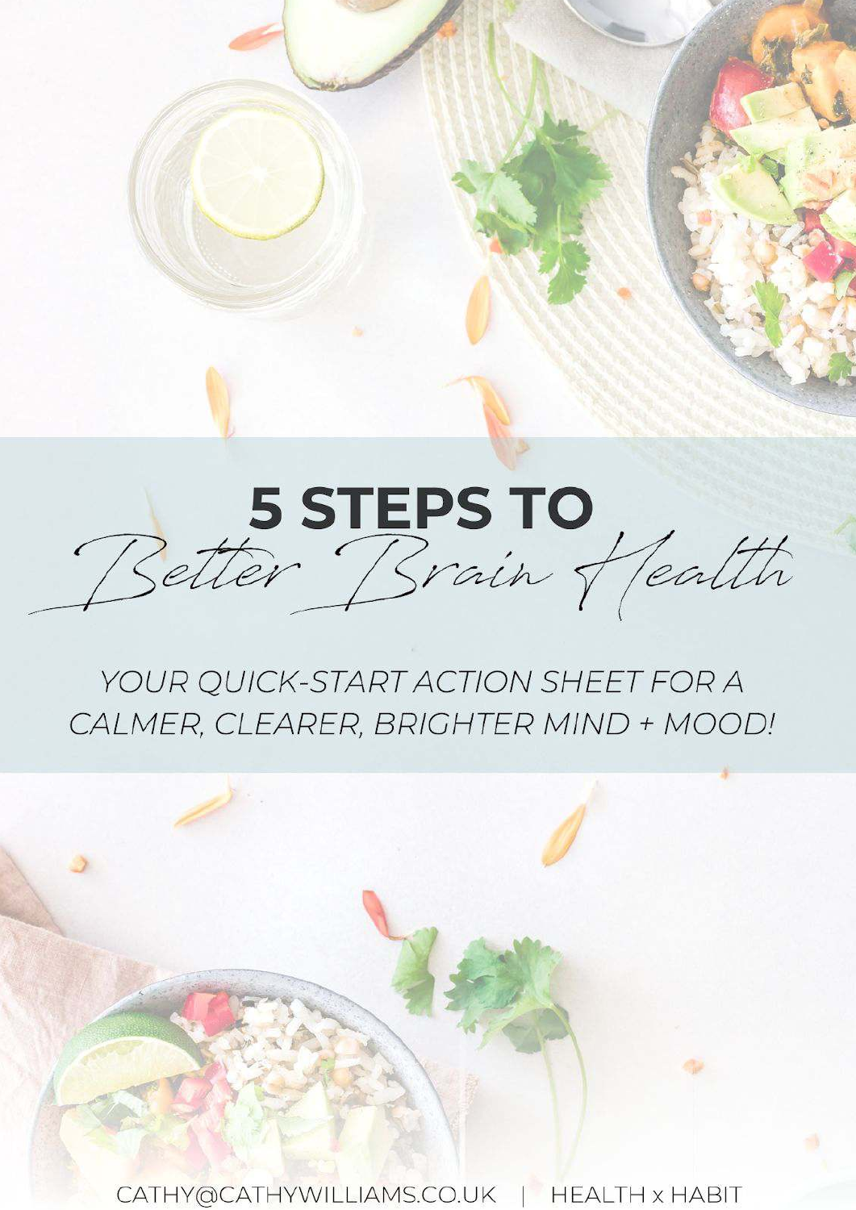# 5 STEPS TO *Better Brain Health*

*YOUR QUICK-START ACTION SHEET FOR A CALMER, CLEARER, BRIGHTER MIND + MOOD!*

CATHY@CATHYWILLIAMS.CO.UK | HEALTH x HABIT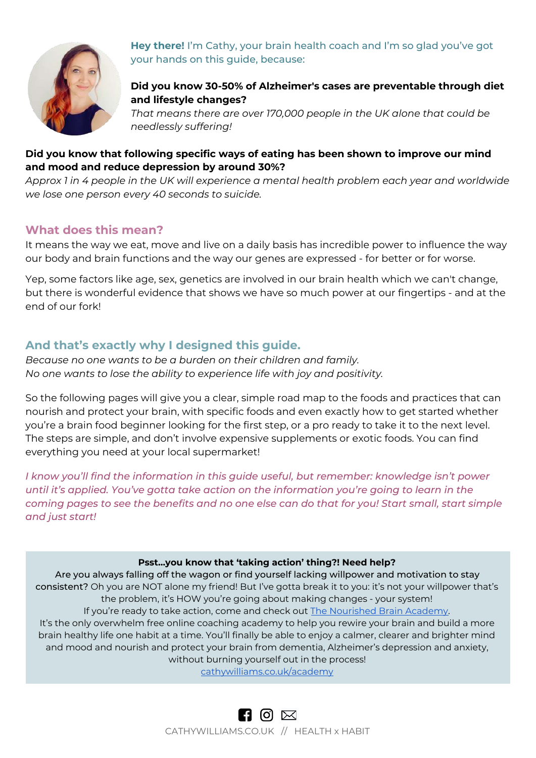**Hey there!** I'm Cathy, your brain health coach and I'm so glad you've got your hands on this guide, because:

**Did you know 30-50% of Alzheimer's cases are preventable through diet and lifestyle changes?**
*That means there are over 170,000 people in the UK alone that could be needlessly suffering!*

**Did you know that following specific ways of eating has been shown to improve our mind and mood and reduce depression by around 30%?**
*Approx 1 in 4 people in the UK will experience a mental health problem each year and worldwide we lose one person every 40 seconds to suicide.*

## What does this mean?

It means the way we eat, move and live on a daily basis has incredible power to influence the way our body and brain functions and the way our genes are expressed - for better or for worse.

Yep, some factors like age, sex, genetics are involved in our brain health which we can't change, but there is wonderful evidence that shows we have so much power at our fingertips - and at the end of our fork!

## And that's exactly why I designed this guide.

*Because no one wants to be a burden on their children and family.*
*No one wants to lose the ability to experience life with joy and positivity.*

So the following pages will give you a clear, simple road map to the foods and practices that can nourish and protect your brain, with specific foods and even exactly how to get started whether you're a brain food beginner looking for the first step, or a pro ready to take it to the next level. The steps are simple, and don't involve expensive supplements or exotic foods. You can find everything you need at your local supermarket!

*I know you'll find the information in this guide useful, but remember: knowledge isn't power until it's applied. You've gotta take action on the information you're going to learn in the coming pages to see the benefits and no one else can do that for you! Start small, start simple and just start!*

**Psst...you know that 'taking action' thing?! Need help?**
Are you always falling off the wagon or find yourself lacking willpower and motivation to stay consistent? Oh you are NOT alone my friend! But I've gotta break it to you: it's not your willpower that's the problem, it's HOW you're going about making changes - your system!
If you're ready to take action, come and check out [The Nourished Brain Academy](cathywilliams.co.uk/academy).
It's the only overwhelm free online coaching academy to help you rewire your brain and build a more brain healthy life one habit at a time. You'll finally be able to enjoy a calmer, clearer and brighter mind and mood and nourish and protect your brain from dementia, Alzheimer's depression and anxiety, without burning yourself out in the process!
[cathywilliams.co.uk/academy](cathywilliams.co.uk/academy)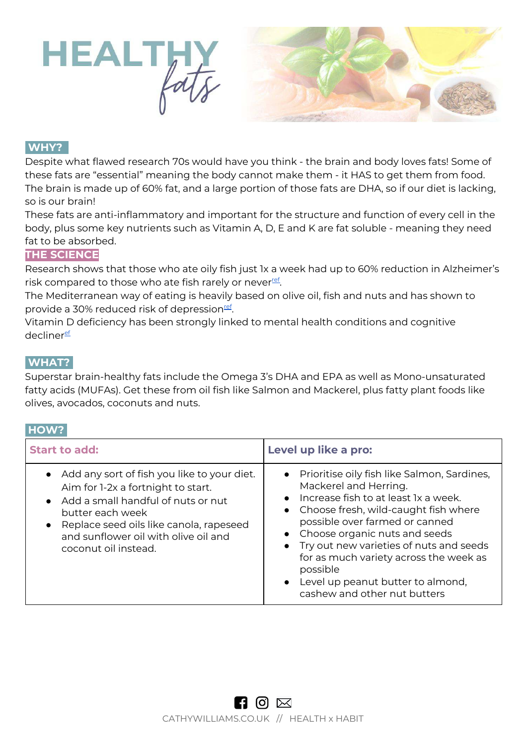# HEALTHY *fats*

## WHY?

Despite what flawed research 70s would have you think - the brain and body loves fats! Some of these fats are "essential" meaning the body cannot make them - it HAS to get them from food. The brain is made up of 60% fat, and a large portion of those fats are DHA, so if our diet is lacking, so is our brain!

These fats are anti-inflammatory and important for the structure and function of every cell in the body, plus some key nutrients such as Vitamin A, D, E and K are fat soluble - meaning they need fat to be absorbed.

## THE SCIENCE

Research shows that those who ate oily fish just 1x a week had up to 60% reduction in Alzheimer's risk compared to those who ate fish rarely or never[ref].

The Mediterranean way of eating is heavily based on olive oil, fish and nuts and has shown to provide a 30% reduced risk of depression[ref].

Vitamin D deficiency has been strongly linked to mental health conditions and cognitive decline[ref]

## WHAT?

Superstar brain-healthy fats include the Omega 3's DHA and EPA as well as Mono-unsaturated fatty acids (MUFAs). Get these from oil fish like Salmon and Mackerel, plus fatty plant foods like olives, avocados, coconuts and nuts.

## HOW?

| Start to add: | Level up like a pro: |
|---|---|
| • Add any sort of fish you like to your diet. Aim for 1-2x a fortnight to start.<br>• Add a small handful of nuts or nut butter each week<br>• Replace seed oils like canola, rapeseed and sunflower oil with olive oil and coconut oil instead. | • Prioritise oily fish like Salmon, Sardines, Mackerel and Herring.<br>• Increase fish to at least 1x a week.<br>• Choose fresh, wild-caught fish where possible over farmed or canned<br>• Choose organic nuts and seeds<br>• Try out new varieties of nuts and seeds for as much variety across the week as possible<br>• Level up peanut butter to almond, cashew and other nut butters |

CATHYWILLIAMS.CO.UK // HEALTH x HABIT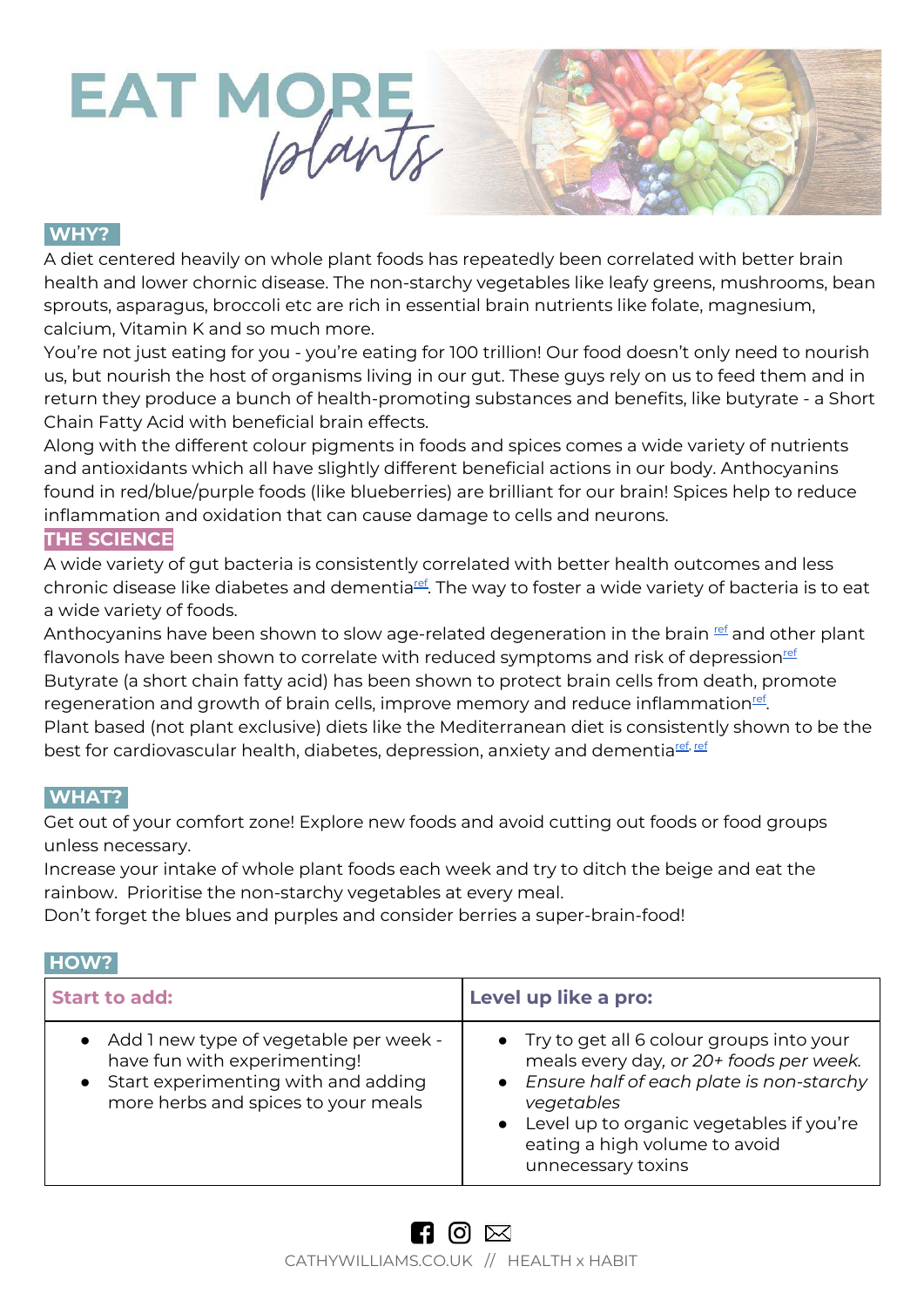# EAT MORE *plants*

## WHY?

A diet centered heavily on whole plant foods has repeatedly been correlated with better brain health and lower chornic disease. The non-starchy vegetables like leafy greens, mushrooms, bean sprouts, asparagus, broccoli etc are rich in essential brain nutrients like folate, magnesium, calcium, Vitamin K and so much more.

You're not just eating for you - you're eating for 100 trillion! Our food doesn't only need to nourish us, but nourish the host of organisms living in our gut. These guys rely on us to feed them and in return they produce a bunch of health-promoting substances and benefits, like butyrate - a Short Chain Fatty Acid with beneficial brain effects.

Along with the different colour pigments in foods and spices comes a wide variety of nutrients and antioxidants which all have slightly different beneficial actions in our body. Anthocyanins found in red/blue/purple foods (like blueberries) are brilliant for our brain! Spices help to reduce inflammation and oxidation that can cause damage to cells and neurons.

## THE SCIENCE

A wide variety of gut bacteria is consistently correlated with better health outcomes and less chronic disease like diabetes and dementia[ref]. The way to foster a wide variety of bacteria is to eat a wide variety of foods.

Anthocyanins have been shown to slow age-related degeneration in the brain [ref] and other plant flavonols have been shown to correlate with reduced symptoms and risk of depression[ref]

Butyrate (a short chain fatty acid) has been shown to protect brain cells from death, promote regeneration and growth of brain cells, improve memory and reduce inflammation[ref].

Plant based (not plant exclusive) diets like the Mediterranean diet is consistently shown to be the best for cardiovascular health, diabetes, depression, anxiety and dementia[ref, ref]

## WHAT?

Get out of your comfort zone! Explore new foods and avoid cutting out foods or food groups unless necessary.

Increase your intake of whole plant foods each week and try to ditch the beige and eat the rainbow. Prioritise the non-starchy vegetables at every meal.

Don't forget the blues and purples and consider berries a super-brain-food!

## HOW?

| Start to add: | Level up like a pro: |
|---|---|
| • Add 1 new type of vegetable per week - have fun with experimenting!<br>• Start experimenting with and adding more herbs and spices to your meals | • Try to get all 6 colour groups into your meals every day, *or 20+ foods per week.*<br>• *Ensure half of each plate is non-starchy vegetables*<br>• Level up to organic vegetables if you're eating a high volume to avoid unnecessary toxins |

CATHYWILLIAMS.CO.UK // HEALTH x HABIT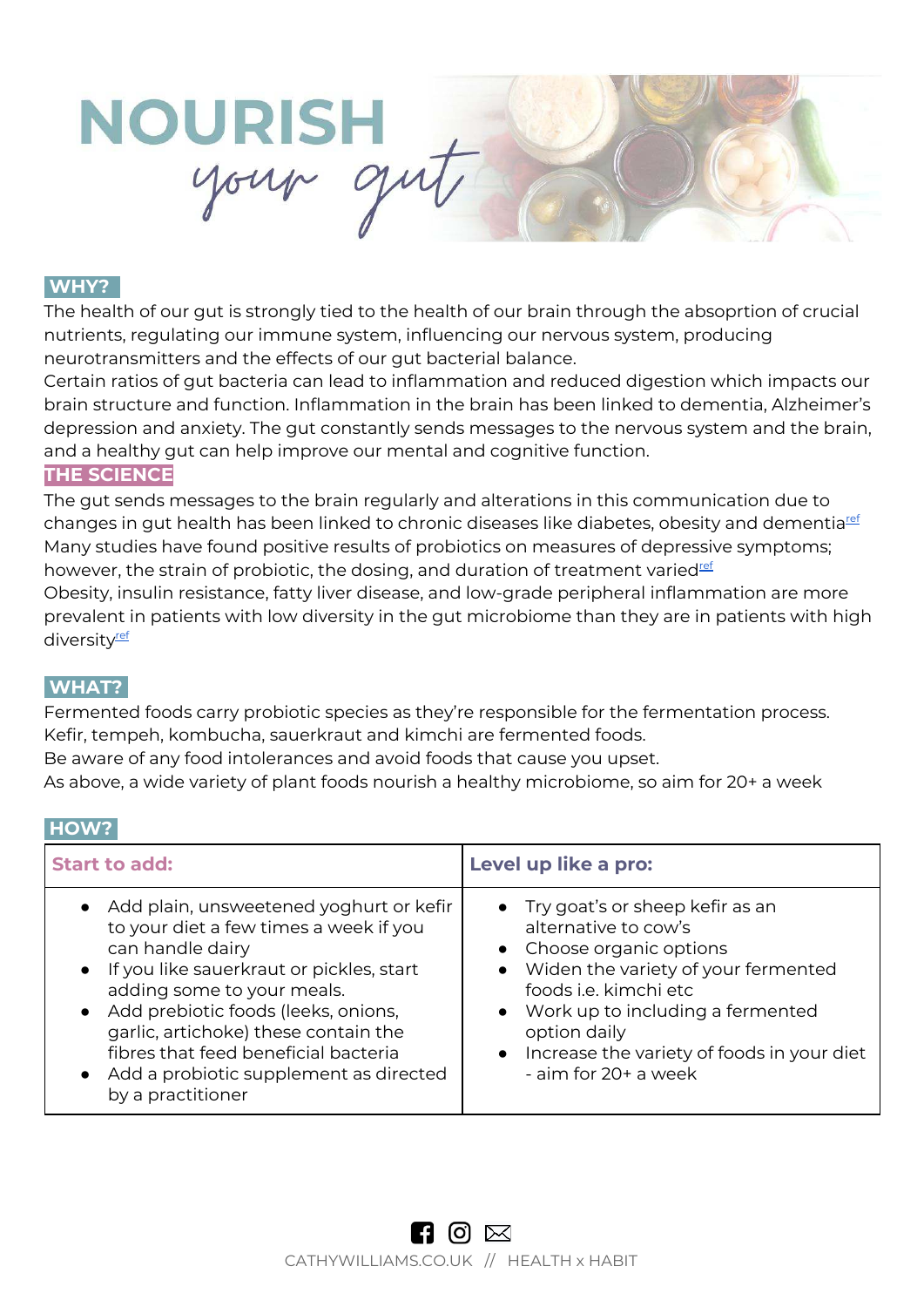# NOURISH *your gut*

## WHY?

The health of our gut is strongly tied to the health of our brain through the absoprtion of crucial nutrients, regulating our immune system, influencing our nervous system, producing neurotransmitters and the effects of our gut bacterial balance.

Certain ratios of gut bacteria can lead to inflammation and reduced digestion which impacts our brain structure and function. Inflammation in the brain has been linked to dementia, Alzheimer's depression and anxiety. The gut constantly sends messages to the nervous system and the brain, and a healthy gut can help improve our mental and cognitive function.

## THE SCIENCE

The gut sends messages to the brain regularly and alterations in this communication due to changes in gut health has been linked to chronic diseases like diabetes, obesity and dementia[ref]

Many studies have found positive results of probiotics on measures of depressive symptoms; however, the strain of probiotic, the dosing, and duration of treatment varied[ref]

Obesity, insulin resistance, fatty liver disease, and low-grade peripheral inflammation are more prevalent in patients with low diversity in the gut microbiome than they are in patients with high diversity[ref]

## WHAT?

Fermented foods carry probiotic species as they're responsible for the fermentation process. Kefir, tempeh, kombucha, sauerkraut and kimchi are fermented foods.

Be aware of any food intolerances and avoid foods that cause you upset.

As above, a wide variety of plant foods nourish a healthy microbiome, so aim for 20+ a week

## HOW?

| Start to add: | Level up like a pro: |
|---|---|
| • Add plain, unsweetened yoghurt or kefir to your diet a few times a week if you can handle dairy<br>• If you like sauerkraut or pickles, start adding some to your meals.<br>• Add prebiotic foods (leeks, onions, garlic, artichoke) these contain the fibres that feed beneficial bacteria<br>• Add a probiotic supplement as directed by a practitioner | • Try goat's or sheep kefir as an alternative to cow's<br>• Choose organic options<br>• Widen the variety of your fermented foods i.e. kimchi etc<br>• Work up to including a fermented option daily<br>• Increase the variety of foods in your diet - aim for 20+ a week |

CATHYWILLIAMS.CO.UK // HEALTH x HABIT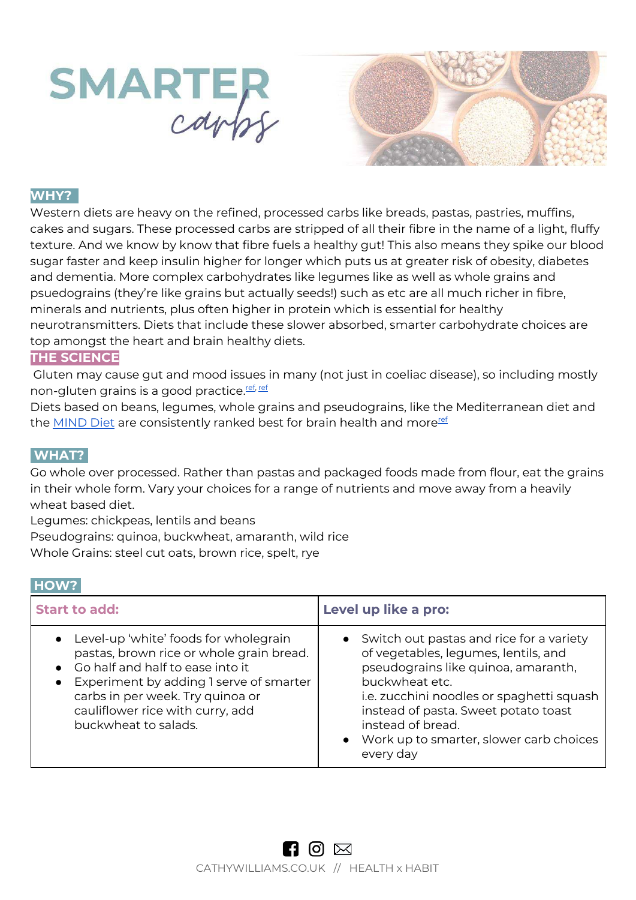# SMARTER *carbs*

## WHY?

Western diets are heavy on the refined, processed carbs like breads, pastas, pastries, muffins, cakes and sugars. These processed carbs are stripped of all their fibre in the name of a light, fluffy texture. And we know by know that fibre fuels a healthy gut! This also means they spike our blood sugar faster and keep insulin higher for longer which puts us at greater risk of obesity, diabetes and dementia. More complex carbohydrates like legumes like as well as whole grains and psuedograins (they're like grains but actually seeds!) such as etc are all much richer in fibre, minerals and nutrients, plus often higher in protein which is essential for healthy neurotransmitters. Diets that include these slower absorbed, smarter carbohydrate choices are top amongst the heart and brain healthy diets.

## THE SCIENCE

Gluten may cause gut and mood issues in many (not just in coeliac disease), so including mostly non-gluten grains is a good practice.[ref, ref]

Diets based on beans, legumes, whole grains and pseudograins, like the Mediterranean diet and the [MIND Diet]() are consistently ranked best for brain health and more[ref]

## WHAT?

Go whole over processed. Rather than pastas and packaged foods made from flour, eat the grains in their whole form. Vary your choices for a range of nutrients and move away from a heavily wheat based diet.

Legumes: chickpeas, lentils and beans

Pseudograins: quinoa, buckwheat, amaranth, wild rice

Whole Grains: steel cut oats, brown rice, spelt, rye

## HOW?

| Start to add: | Level up like a pro: |
|---|---|
| • Level-up 'white' foods for wholegrain pastas, brown rice or whole grain bread.<br>• Go half and half to ease into it<br>• Experiment by adding 1 serve of smarter carbs in per week. Try quinoa or cauliflower rice with curry, add buckwheat to salads. | • Switch out pastas and rice for a variety of vegetables, legumes, lentils, and pseudograins like quinoa, amaranth, buckwheat etc.<br>i.e. zucchini noodles or spaghetti squash instead of pasta. Sweet potato toast instead of bread.<br>• Work up to smarter, slower carb choices every day |

CATHYWILLIAMS.CO.UK // HEALTH x HABIT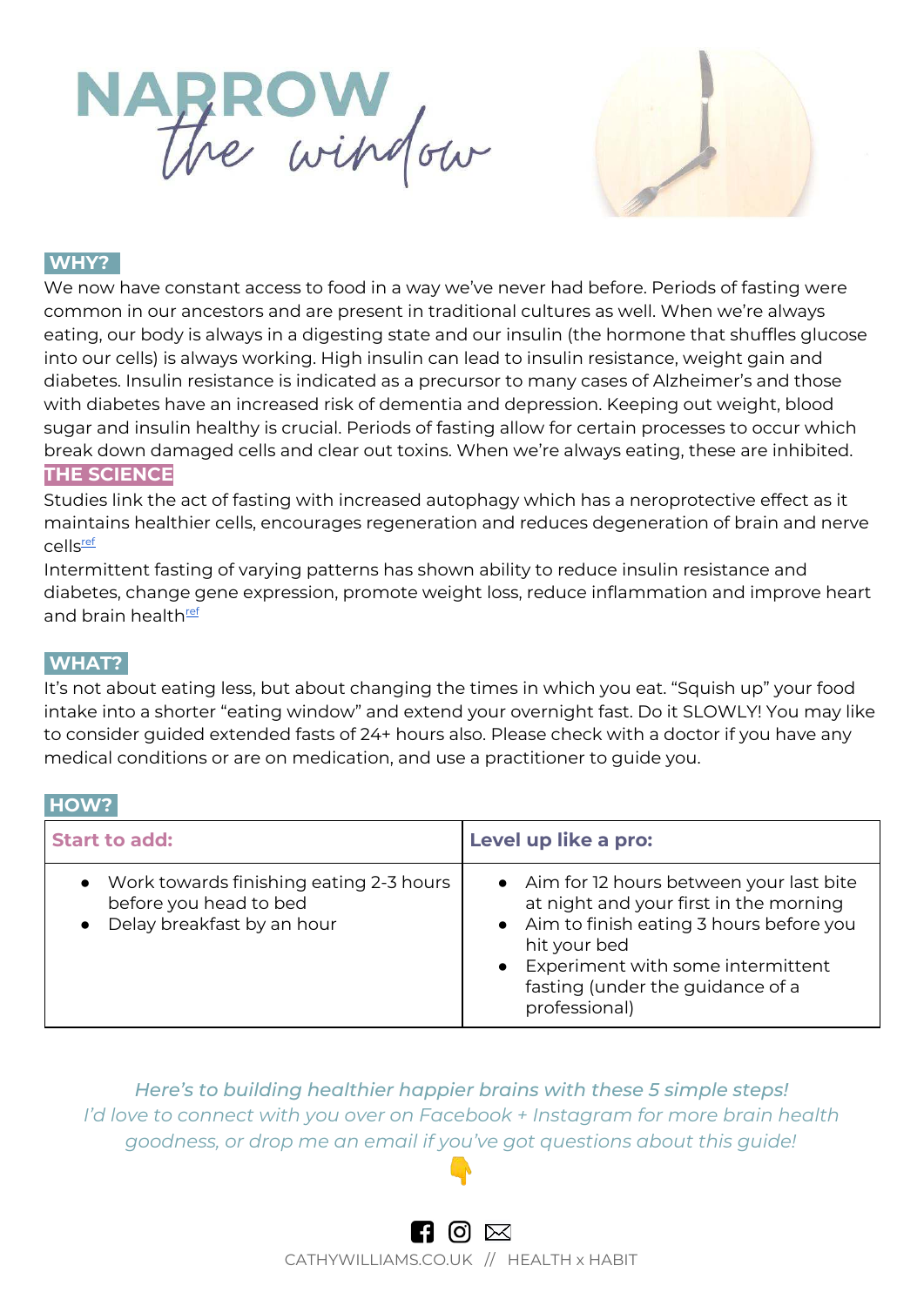# NARROW *the window*

## WHY?

We now have constant access to food in a way we've never had before. Periods of fasting were common in our ancestors and are present in traditional cultures as well. When we're always eating, our body is always in a digesting state and our insulin (the hormone that shuffles glucose into our cells) is always working. High insulin can lead to insulin resistance, weight gain and diabetes. Insulin resistance is indicated as a precursor to many cases of Alzheimer's and those with diabetes have an increased risk of dementia and depression. Keeping out weight, blood sugar and insulin healthy is crucial. Periods of fasting allow for certain processes to occur which break down damaged cells and clear out toxins. When we're always eating, these are inhibited.

## THE SCIENCE

Studies link the act of fasting with increased autophagy which has a neroprotective effect as it maintains healthier cells, encourages regeneration and reduces degeneration of brain and nerve cells[ref]

Intermittent fasting of varying patterns has shown ability to reduce insulin resistance and diabetes, change gene expression, promote weight loss, reduce inflammation and improve heart and brain health[ref]

## WHAT?

It's not about eating less, but about changing the times in which you eat. "Squish up" your food intake into a shorter "eating window" and extend your overnight fast. Do it SLOWLY! You may like to consider guided extended fasts of 24+ hours also. Please check with a doctor if you have any medical conditions or are on medication, and use a practitioner to guide you.

## HOW?

| Start to add: | Level up like a pro: |
|---|---|
| • Work towards finishing eating 2-3 hours before you head to bed<br>• Delay breakfast by an hour | • Aim for 12 hours between your last bite at night and your first in the morning<br>• Aim to finish eating 3 hours before you hit your bed<br>• Experiment with some intermittent fasting (under the guidance of a professional) |

*Here's to building healthier happier brains with these 5 simple steps!*
*I'd love to connect with you over on Facebook + Instagram for more brain health goodness, or drop me an email if you've got questions about this guide!*

👇

CATHYWILLIAMS.CO.UK // HEALTH x HABIT